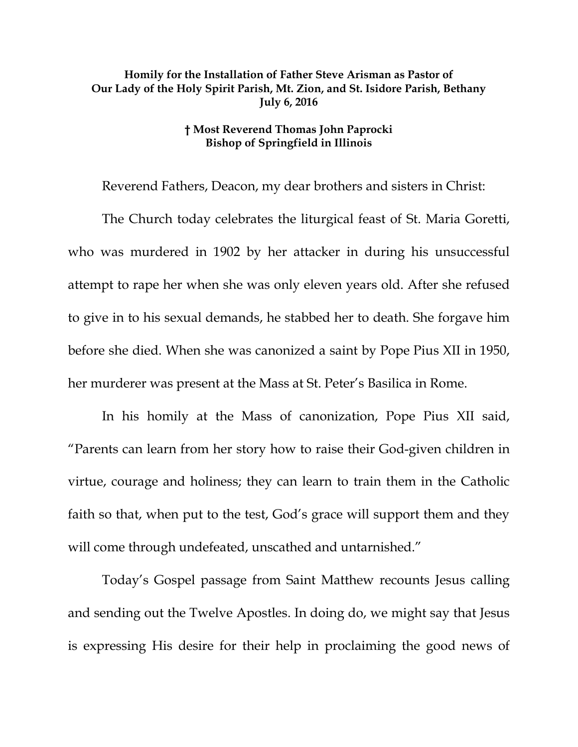**Homily for the Installation of Father Steve Arisman as Pastor of Our Lady of the Holy Spirit Parish, Mt. Zion, and St. Isidore Parish, Bethany July 6, 2016**

**† Most Reverend Thomas John Paprocki Bishop of Springfield in Illinois**

Reverend Fathers, Deacon, my dear brothers and sisters in Christ:

The Church today celebrates the liturgical feast of St. Maria Goretti, who was murdered in 1902 by her attacker in during his unsuccessful attempt to rape her when she was only eleven years old. After she refused to give in to his sexual demands, he stabbed her to death. She forgave him before she died. When she was canonized a saint by Pope Pius XII in 1950, her murderer was present at the Mass at St. Peter's Basilica in Rome.

In his homily at the Mass of canonization, Pope Pius XII said, "Parents can learn from her story how to raise their God-given children in virtue, courage and holiness; they can learn to train them in the Catholic faith so that, when put to the test, God's grace will support them and they will come through undefeated, unscathed and untarnished."

Today's Gospel passage from Saint Matthew recounts Jesus calling and sending out the Twelve Apostles. In doing do, we might say that Jesus is expressing His desire for their help in proclaiming the good news of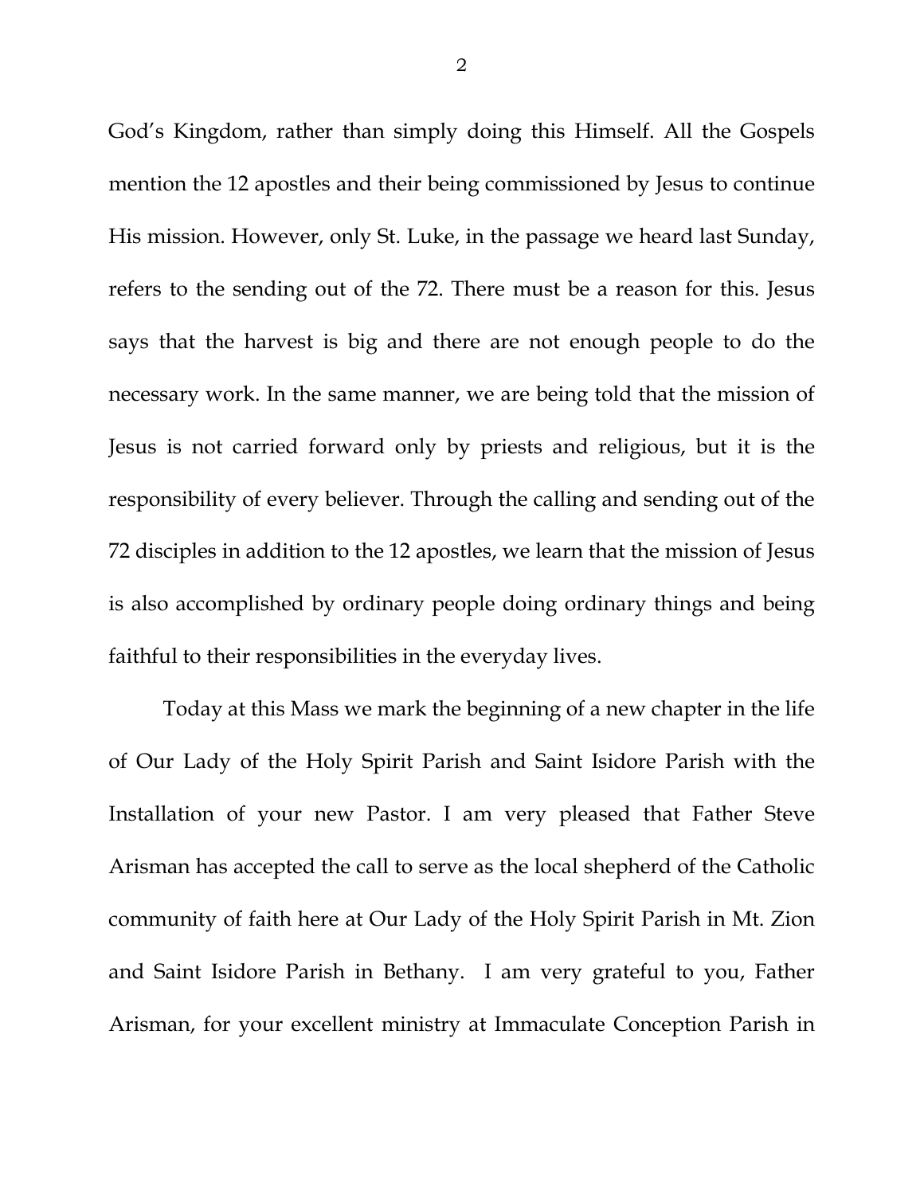God's Kingdom, rather than simply doing this Himself. All the Gospels mention the 12 apostles and their being commissioned by Jesus to continue His mission. However, only St. Luke, in the passage we heard last Sunday, refers to the sending out of the 72. There must be a reason for this. Jesus says that the harvest is big and there are not enough people to do the necessary work. In the same manner, we are being told that the mission of Jesus is not carried forward only by priests and religious, but it is the responsibility of every believer. Through the calling and sending out of the 72 disciples in addition to the 12 apostles, we learn that the mission of Jesus is also accomplished by ordinary people doing ordinary things and being faithful to their responsibilities in the everyday lives.

Today at this Mass we mark the beginning of a new chapter in the life of Our Lady of the Holy Spirit Parish and Saint Isidore Parish with the Installation of your new Pastor. I am very pleased that Father Steve Arisman has accepted the call to serve as the local shepherd of the Catholic community of faith here at Our Lady of the Holy Spirit Parish in Mt. Zion and Saint Isidore Parish in Bethany. I am very grateful to you, Father Arisman, for your excellent ministry at Immaculate Conception Parish in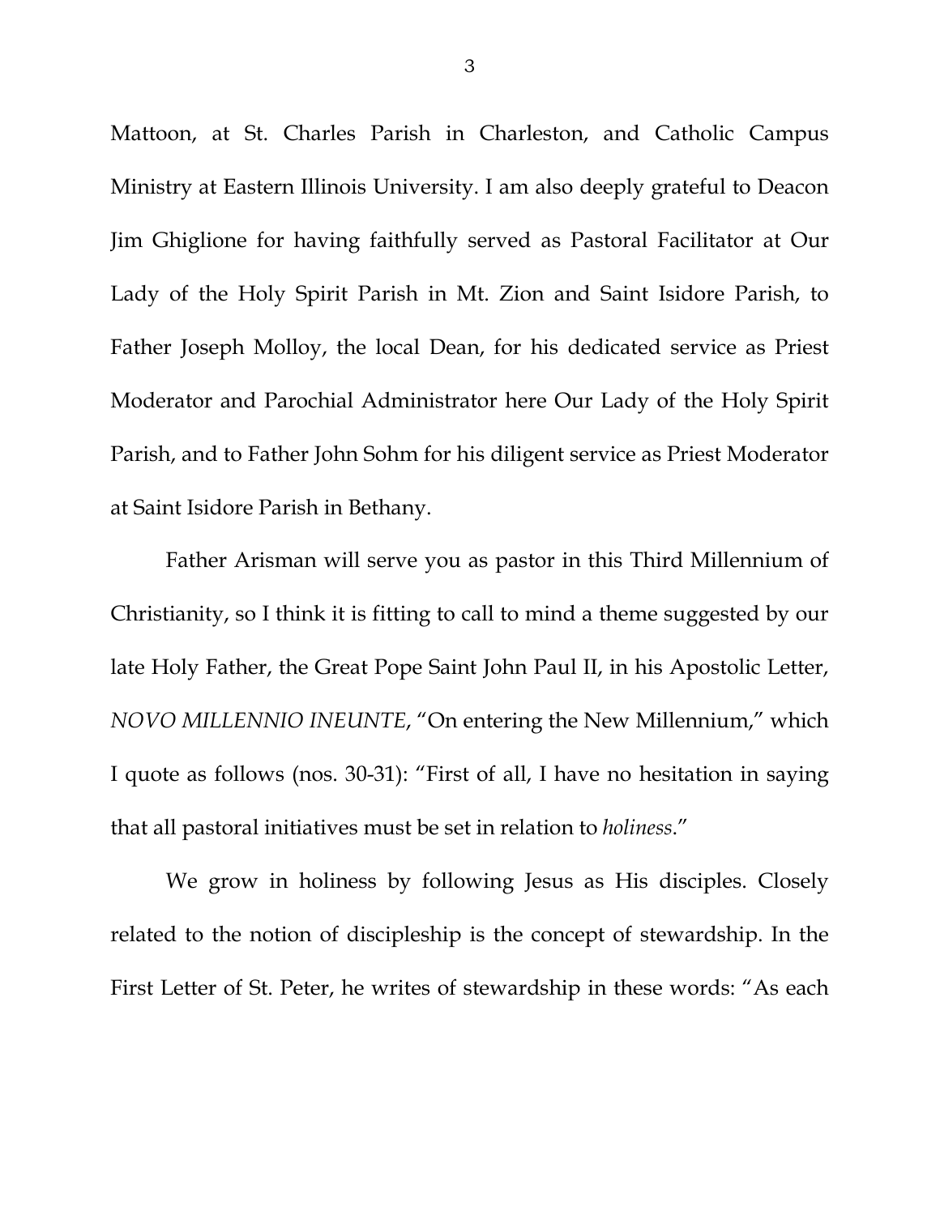Mattoon, at St. Charles Parish in Charleston, and Catholic Campus Ministry at Eastern Illinois University. I am also deeply grateful to Deacon Jim Ghiglione for having faithfully served as Pastoral Facilitator at Our Lady of the Holy Spirit Parish in Mt. Zion and Saint Isidore Parish, to Father Joseph Molloy, the local Dean, for his dedicated service as Priest Moderator and Parochial Administrator here Our Lady of the Holy Spirit Parish, and to Father John Sohm for his diligent service as Priest Moderator at Saint Isidore Parish in Bethany.

Father Arisman will serve you as pastor in this Third Millennium of Christianity, so I think it is fitting to call to mind a theme suggested by our late Holy Father, the Great Pope Saint John Paul II, in his Apostolic Letter, *NOVO MILLENNIO INEUNTE*, "On entering the New Millennium," which I quote as follows (nos. 30-31): "First of all, I have no hesitation in saying that all pastoral initiatives must be set in relation to *holiness*."

We grow in holiness by following Jesus as His disciples. Closely related to the notion of discipleship is the concept of stewardship. In the First Letter of St. Peter, he writes of stewardship in these words: "As each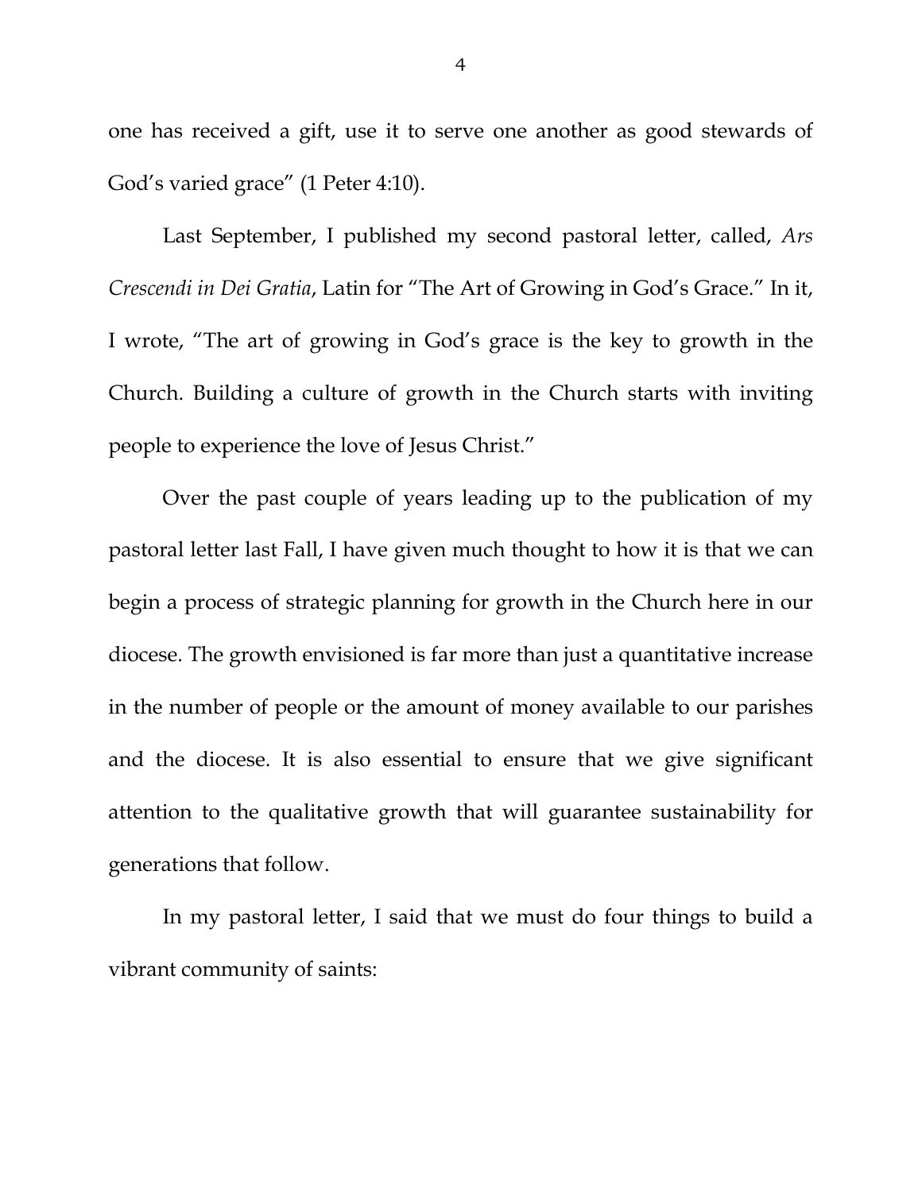one has received a gift, use it to serve one another as good stewards of God's varied grace" (1 Peter 4:10).

Last September, I published my second pastoral letter, called, *Ars Crescendi in Dei Gratia*, Latin for "The Art of Growing in God's Grace." In it, I wrote, "The art of growing in God's grace is the key to growth in the Church. Building a culture of growth in the Church starts with inviting people to experience the love of Jesus Christ."

Over the past couple of years leading up to the publication of my pastoral letter last Fall, I have given much thought to how it is that we can begin a process of strategic planning for growth in the Church here in our diocese. The growth envisioned is far more than just a quantitative increase in the number of people or the amount of money available to our parishes and the diocese. It is also essential to ensure that we give significant attention to the qualitative growth that will guarantee sustainability for generations that follow.

In my pastoral letter, I said that we must do four things to build a vibrant community of saints: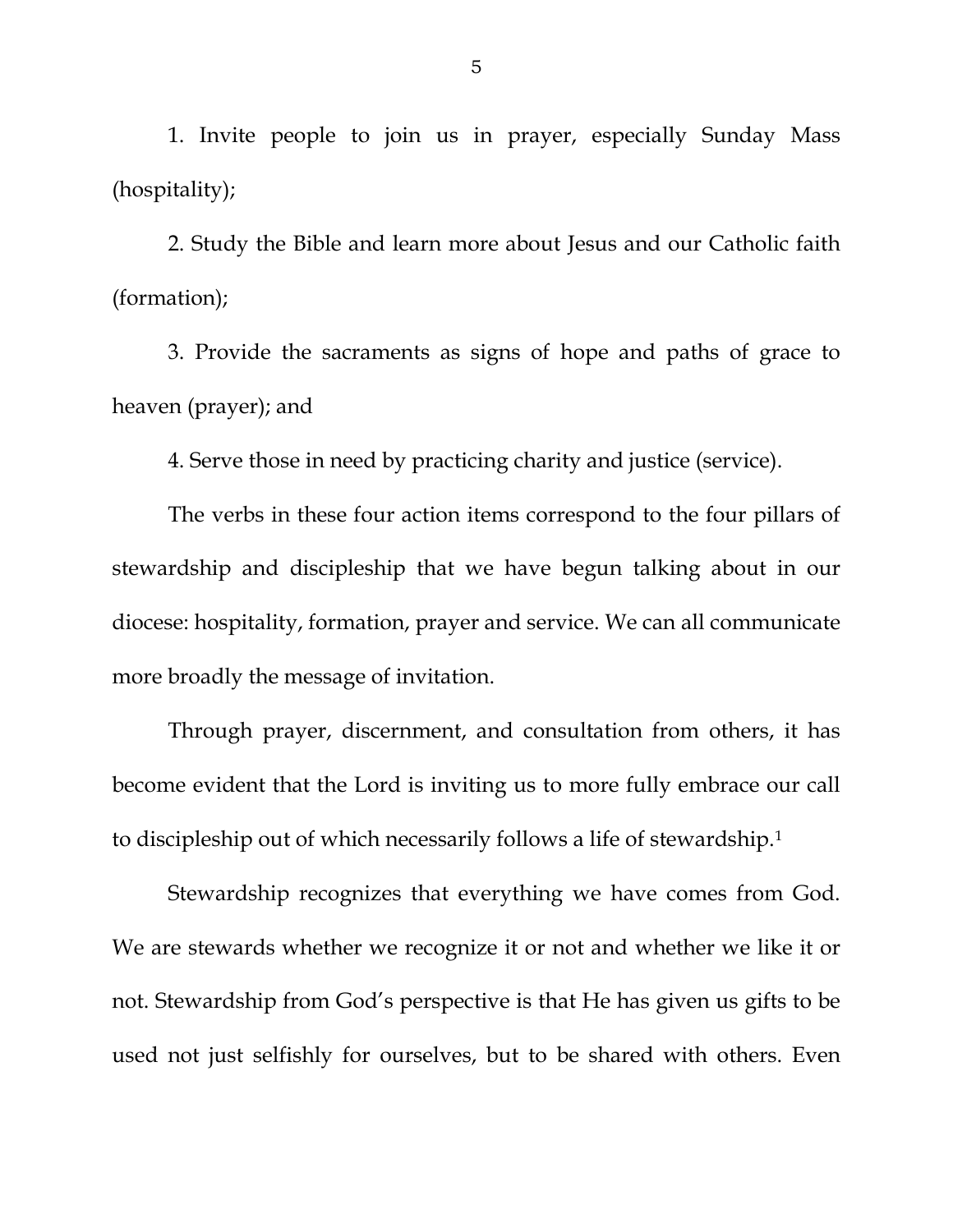1. Invite people to join us in prayer, especially Sunday Mass (hospitality);

2. Study the Bible and learn more about Jesus and our Catholic faith (formation);

3. Provide the sacraments as signs of hope and paths of grace to heaven (prayer); and

4. Serve those in need by practicing charity and justice (service).

The verbs in these four action items correspond to the four pillars of stewardship and discipleship that we have begun talking about in our diocese: hospitality, formation, prayer and service. We can all communicate more broadly the message of invitation.

Through prayer, discernment, and consultation from others, it has become evident that the Lord is inviting us to more fully embrace our call to discipleship out of which necessarily follows a life of stewardship.[1]

Stewardship recognizes that everything we have comes from God. We are stewards whether we recognize it or not and whether we like it or not. Stewardship from God's perspective is that He has given us gifts to be used not just selfishly for ourselves, but to be shared with others. Even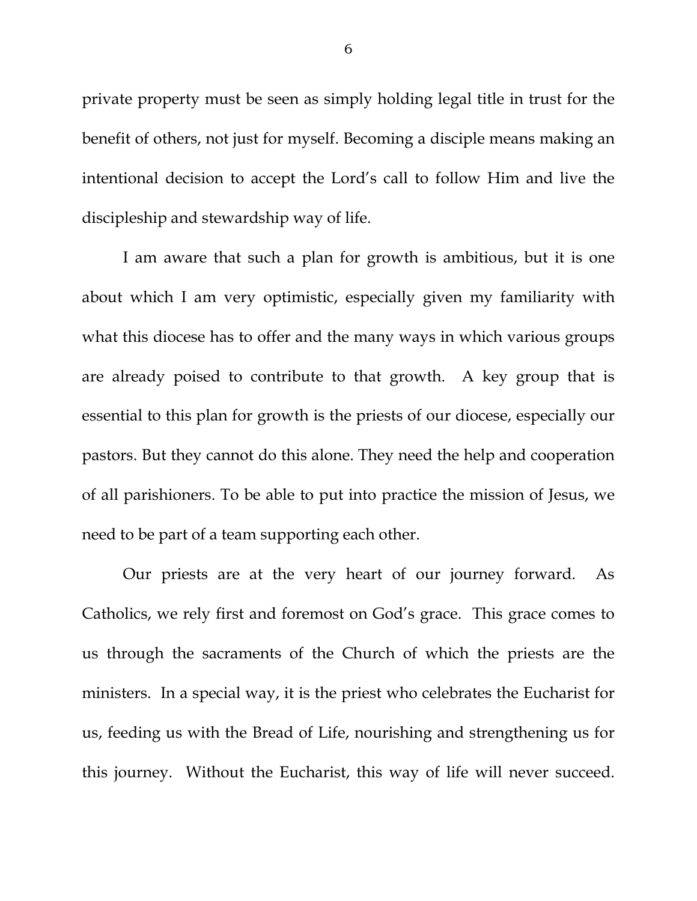private property must be seen as simply holding legal title in trust for the benefit of others, not just for myself. Becoming a disciple means making an intentional decision to accept the Lord's call to follow Him and live the discipleship and stewardship way of life.

I am aware that such a plan for growth is ambitious, but it is one about which I am very optimistic, especially given my familiarity with what this diocese has to offer and the many ways in which various groups are already poised to contribute to that growth. A key group that is essential to this plan for growth is the priests of our diocese, especially our pastors. But they cannot do this alone. They need the help and cooperation of all parishioners. To be able to put into practice the mission of Jesus, we need to be part of a team supporting each other.

Our priests are at the very heart of our journey forward. As Catholics, we rely first and foremost on God's grace. This grace comes to us through the sacraments of the Church of which the priests are the ministers. In a special way, it is the priest who celebrates the Eucharist for us, feeding us with the Bread of Life, nourishing and strengthening us for this journey. Without the Eucharist, this way of life will never succeed.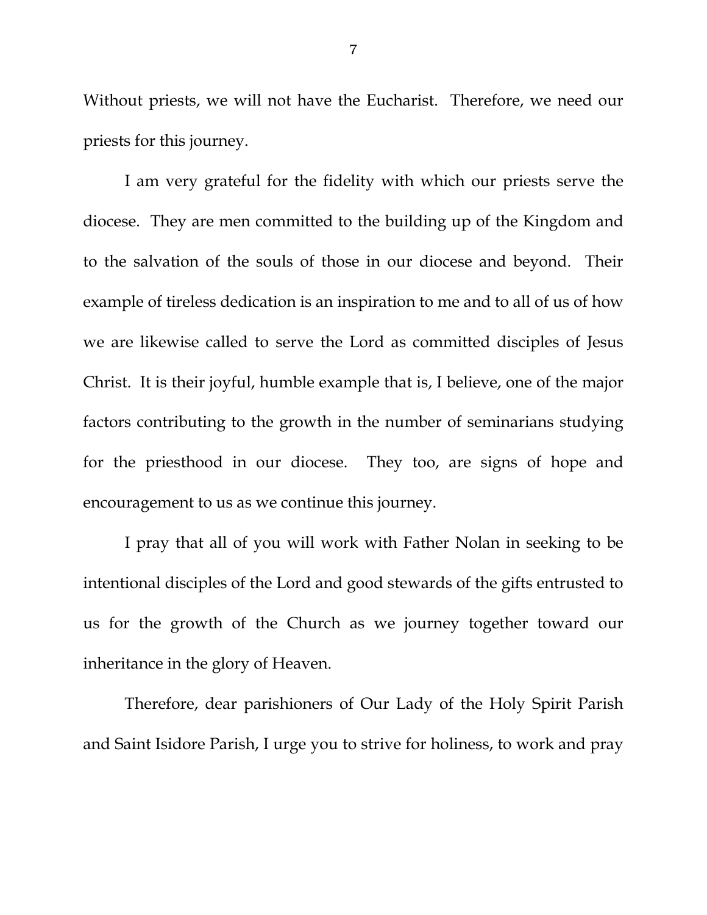Without priests, we will not have the Eucharist. Therefore, we need our priests for this journey.

I am very grateful for the fidelity with which our priests serve the diocese. They are men committed to the building up of the Kingdom and to the salvation of the souls of those in our diocese and beyond. Their example of tireless dedication is an inspiration to me and to all of us of how we are likewise called to serve the Lord as committed disciples of Jesus Christ. It is their joyful, humble example that is, I believe, one of the major factors contributing to the growth in the number of seminarians studying for the priesthood in our diocese. They too, are signs of hope and encouragement to us as we continue this journey.

I pray that all of you will work with Father Nolan in seeking to be intentional disciples of the Lord and good stewards of the gifts entrusted to us for the growth of the Church as we journey together toward our inheritance in the glory of Heaven.

Therefore, dear parishioners of Our Lady of the Holy Spirit Parish and Saint Isidore Parish, I urge you to strive for holiness, to work and pray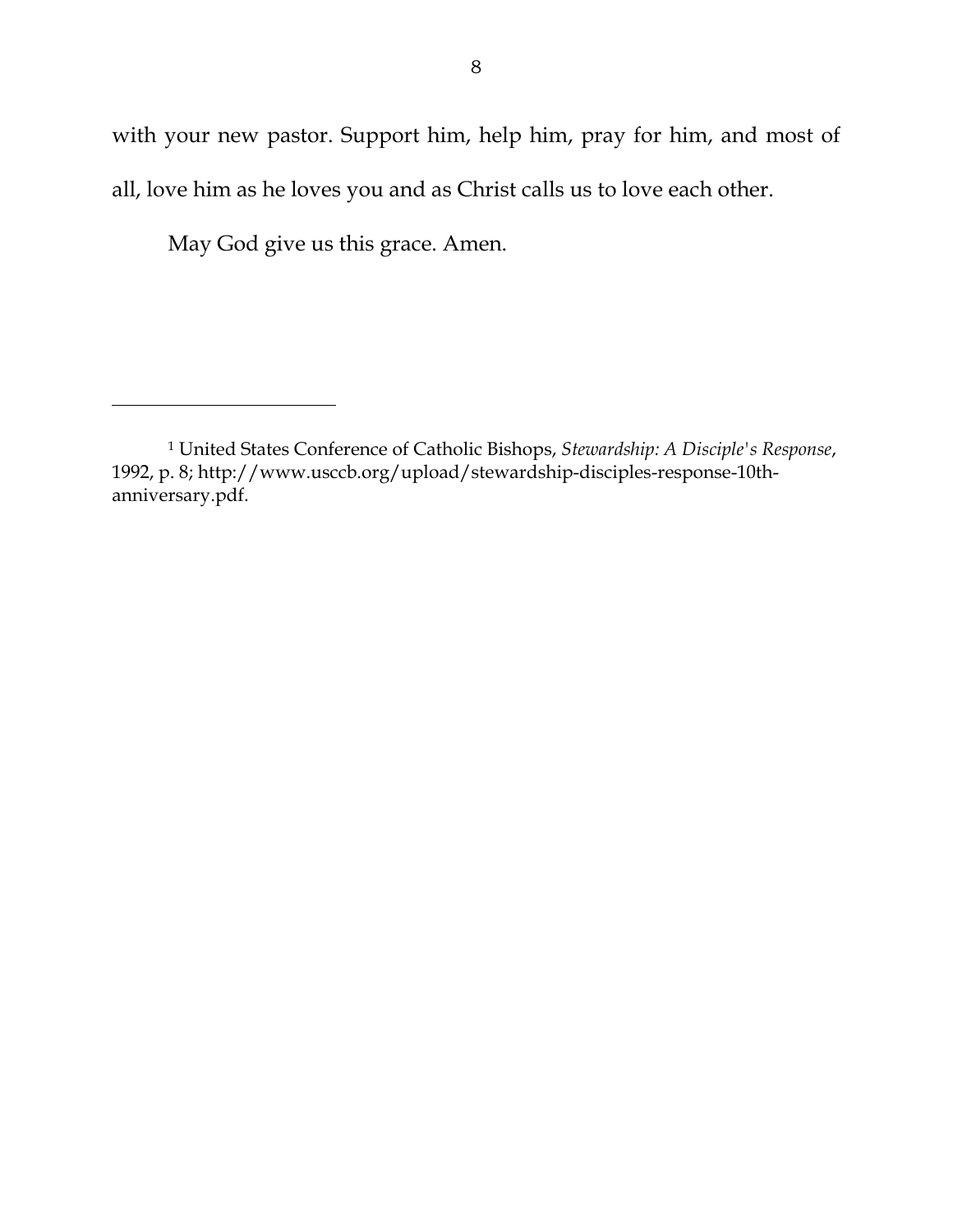with your new pastor. Support him, help him, pray for him, and most of all, love him as he loves you and as Christ calls us to love each other.

May God give us this grace. Amen.

---

[1] United States Conference of Catholic Bishops, *Stewardship: A Disciple's Response*, 1992, p. 8; http://www.usccb.org/upload/stewardship-disciples-response-10th-anniversary.pdf.